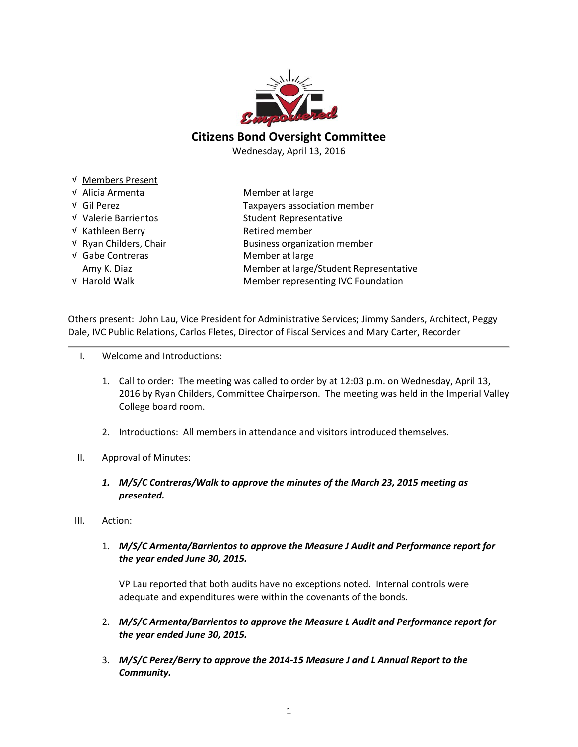# Citizens Bond Oversight Committee

Wednesday, April 13, 2016

| | Members Present | |
|---|---|---|
| √ | Alicia Armenta | Member at large |
| √ | Gil Perez | Taxpayers association member |
| √ | Valerie Barrientos | Student Representative |
| √ | Kathleen Berry | Retired member |
| √ | Ryan Childers, Chair | Business organization member |
| √ | Gabe Contreras | Member at large |
| | Amy K. Diaz | Member at large/Student Representative |
| √ | Harold Walk | Member representing IVC Foundation |

Others present: John Lau, Vice President for Administrative Services; Jimmy Sanders, Architect, Peggy Dale, IVC Public Relations, Carlos Fletes, Director of Fiscal Services and Mary Carter, Recorder

---

I. Welcome and Introductions:

1. Call to order: The meeting was called to order by at 12:03 p.m. on Wednesday, April 13, 2016 by Ryan Childers, Committee Chairperson. The meeting was held in the Imperial Valley College board room.

2. Introductions: All members in attendance and visitors introduced themselves.

II. Approval of Minutes:

1. ***M/S/C Contreras/Walk to approve the minutes of the March 23, 2015 meeting as presented.***

III. Action:

1. ***M/S/C Armenta/Barrientos to approve the Measure J Audit and Performance report for the year ended June 30, 2015.***

   VP Lau reported that both audits have no exceptions noted. Internal controls were adequate and expenditures were within the covenants of the bonds.

2. ***M/S/C Armenta/Barrientos to approve the Measure L Audit and Performance report for the year ended June 30, 2015.***

3. ***M/S/C Perez/Berry to approve the 2014-15 Measure J and L Annual Report to the Community.***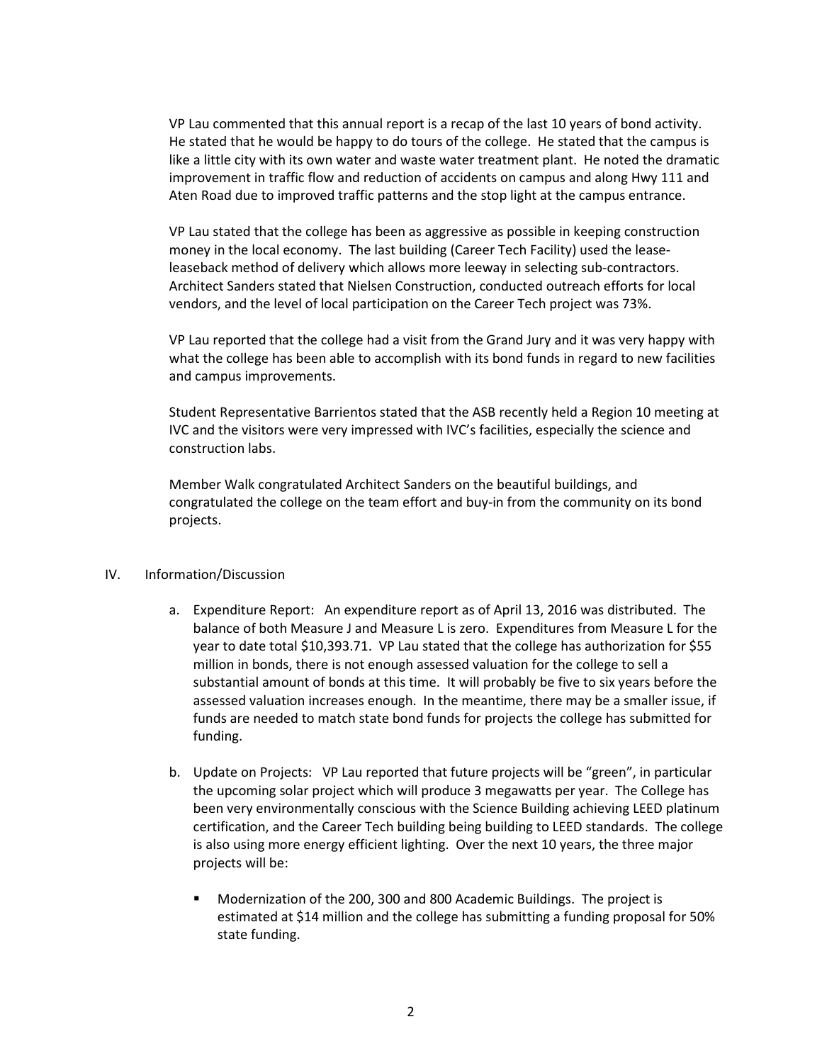VP Lau commented that this annual report is a recap of the last 10 years of bond activity. He stated that he would be happy to do tours of the college. He stated that the campus is like a little city with its own water and waste water treatment plant. He noted the dramatic improvement in traffic flow and reduction of accidents on campus and along Hwy 111 and Aten Road due to improved traffic patterns and the stop light at the campus entrance.

VP Lau stated that the college has been as aggressive as possible in keeping construction money in the local economy. The last building (Career Tech Facility) used the lease-leaseback method of delivery which allows more leeway in selecting sub-contractors. Architect Sanders stated that Nielsen Construction, conducted outreach efforts for local vendors, and the level of local participation on the Career Tech project was 73%.

VP Lau reported that the college had a visit from the Grand Jury and it was very happy with what the college has been able to accomplish with its bond funds in regard to new facilities and campus improvements.

Student Representative Barrientos stated that the ASB recently held a Region 10 meeting at IVC and the visitors were very impressed with IVC's facilities, especially the science and construction labs.

Member Walk congratulated Architect Sanders on the beautiful buildings, and congratulated the college on the team effort and buy-in from the community on its bond projects.

IV. Information/Discussion

a. Expenditure Report: An expenditure report as of April 13, 2016 was distributed. The balance of both Measure J and Measure L is zero. Expenditures from Measure L for the year to date total $10,393.71. VP Lau stated that the college has authorization for $55 million in bonds, there is not enough assessed valuation for the college to sell a substantial amount of bonds at this time. It will probably be five to six years before the assessed valuation increases enough. In the meantime, there may be a smaller issue, if funds are needed to match state bond funds for projects the college has submitted for funding.

b. Update on Projects: VP Lau reported that future projects will be "green", in particular the upcoming solar project which will produce 3 megawatts per year. The College has been very environmentally conscious with the Science Building achieving LEED platinum certification, and the Career Tech building being building to LEED standards. The college is also using more energy efficient lighting. Over the next 10 years, the three major projects will be:

- Modernization of the 200, 300 and 800 Academic Buildings. The project is estimated at $14 million and the college has submitting a funding proposal for 50% state funding.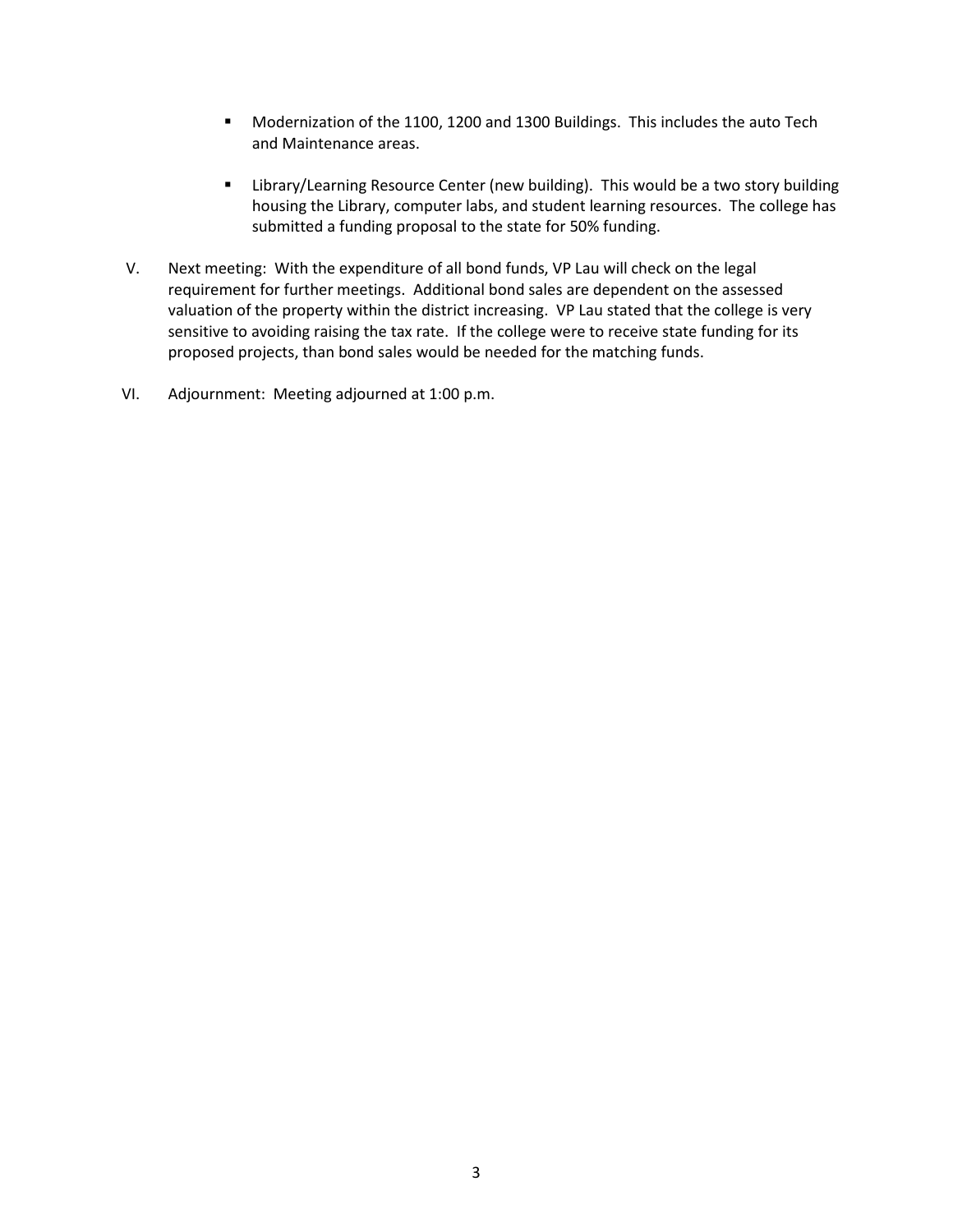- Modernization of the 1100, 1200 and 1300 Buildings. This includes the auto Tech and Maintenance areas.

- Library/Learning Resource Center (new building). This would be a two story building housing the Library, computer labs, and student learning resources. The college has submitted a funding proposal to the state for 50% funding.

V. Next meeting: With the expenditure of all bond funds, VP Lau will check on the legal requirement for further meetings. Additional bond sales are dependent on the assessed valuation of the property within the district increasing. VP Lau stated that the college is very sensitive to avoiding raising the tax rate. If the college were to receive state funding for its proposed projects, than bond sales would be needed for the matching funds.

VI. Adjournment: Meeting adjourned at 1:00 p.m.